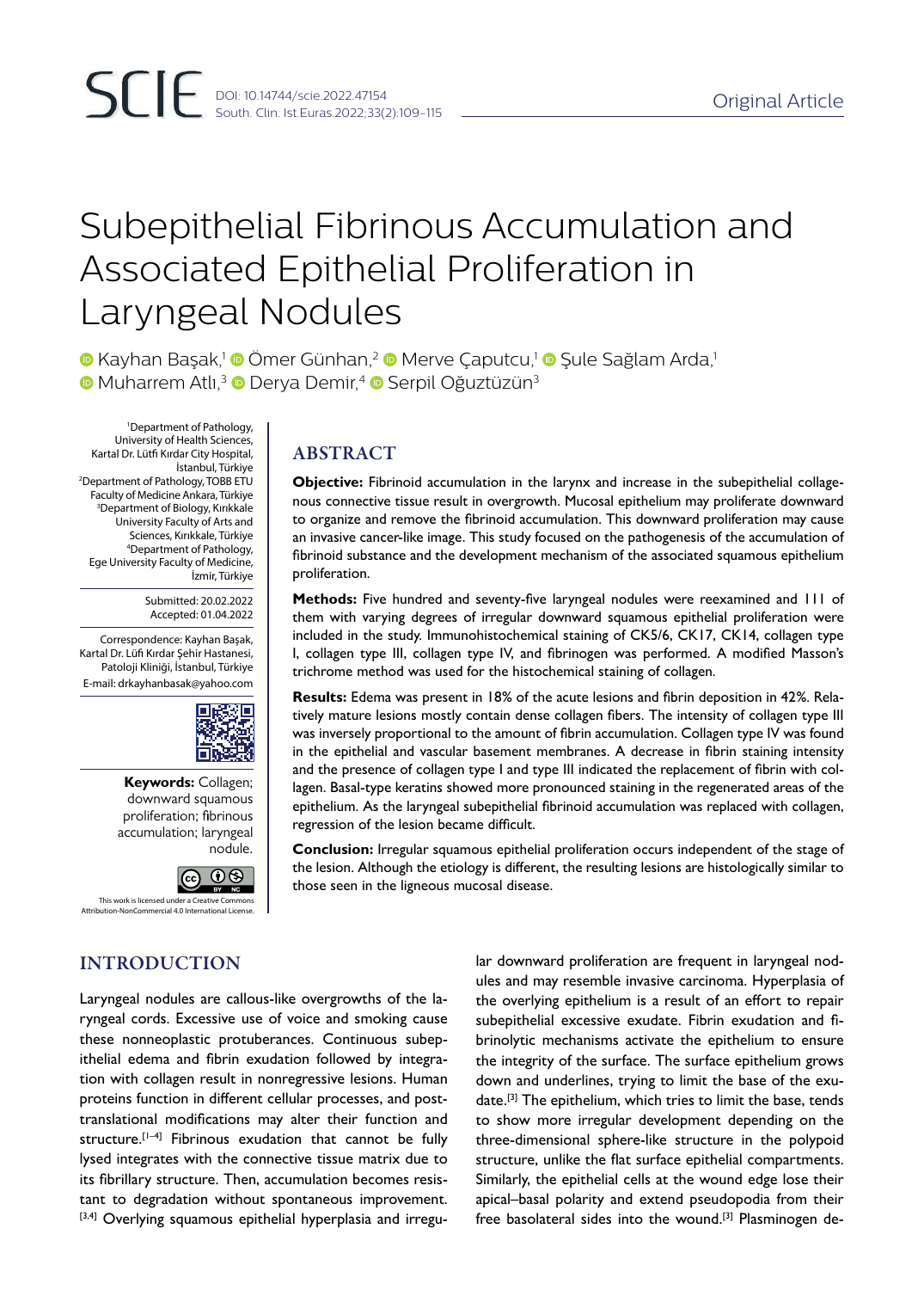Original Article

# Subepithelial Fibrinous Accumulation and Associated Epithelial Proliferation in Laryngeal Nodules

Kayhan Başak,[1] Ömer Günhan,[2] Merve Çaputcu,[1] Şule Sağlam Arda,[1] Muharrem Atlı,[3] Derya Demir,[4] Serpil Oğuztüzün[3]

[1]Department of Pathology, University of Health Sciences, Kartal Dr. Lütfi Kırdar City Hospital, İstanbul, Türkiye
[2]Department of Pathology, TOBB ETU Faculty of Medicine Ankara, Türkiye
[3]Department of Biology, Kırıkkale University Faculty of Arts and Sciences, Kırıkkale, Türkiye
[4]Department of Pathology, Ege University Faculty of Medicine, İzmir, Türkiye

Submitted: 20.02.2022
Accepted: 01.04.2022

Correspondence: Kayhan Başak, Kartal Dr. Lüfi Kırdar Şehir Hastanesi, Patoloji Kliniği, İstanbul, Türkiye
E-mail: drkayhanbasak@yahoo.com

**Keywords:** Collagen; downward squamous proliferation; fibrinous accumulation; laryngeal nodule.

This work is licensed under a Creative Commons Attribution-NonCommercial 4.0 International License.

## ABSTRACT

**Objective:** Fibrinoid accumulation in the larynx and increase in the subepithelial collagenous connective tissue result in overgrowth. Mucosal epithelium may proliferate downward to organize and remove the fibrinoid accumulation. This downward proliferation may cause an invasive cancer-like image. This study focused on the pathogenesis of the accumulation of fibrinoid substance and the development mechanism of the associated squamous epithelium proliferation.

**Methods:** Five hundred and seventy-five laryngeal nodules were reexamined and 111 of them with varying degrees of irregular downward squamous epithelial proliferation were included in the study. Immunohistochemical staining of CK5/6, CK17, CK14, collagen type I, collagen type III, collagen type IV, and fibrinogen was performed. A modified Masson's trichrome method was used for the histochemical staining of collagen.

**Results:** Edema was present in 18% of the acute lesions and fibrin deposition in 42%. Relatively mature lesions mostly contain dense collagen fibers. The intensity of collagen type III was inversely proportional to the amount of fibrin accumulation. Collagen type IV was found in the epithelial and vascular basement membranes. A decrease in fibrin staining intensity and the presence of collagen type I and type III indicated the replacement of fibrin with collagen. Basal-type keratins showed more pronounced staining in the regenerated areas of the epithelium. As the laryngeal subepithelial fibrinoid accumulation was replaced with collagen, regression of the lesion became difficult.

**Conclusion:** Irregular squamous epithelial proliferation occurs independent of the stage of the lesion. Although the etiology is different, the resulting lesions are histologically similar to those seen in the ligneous mucosal disease.

## INTRODUCTION

Laryngeal nodules are callous-like overgrowths of the laryngeal cords. Excessive use of voice and smoking cause these nonneoplastic protuberances. Continuous subepithelial edema and fibrin exudation followed by integration with collagen result in nonregressive lesions. Human proteins function in different cellular processes, and post-translational modifications may alter their function and structure.[1–4] Fibrinous exudation that cannot be fully lysed integrates with the connective tissue matrix due to its fibrillary structure. Then, accumulation becomes resistant to degradation without spontaneous improvement.[3,4] Overlying squamous epithelial hyperplasia and irregular downward proliferation are frequent in laryngeal nodules and may resemble invasive carcinoma. Hyperplasia of the overlying epithelium is a result of an effort to repair subepithelial excessive exudate. Fibrin exudation and fibrinolytic mechanisms activate the epithelium to ensure the integrity of the surface. The surface epithelium grows down and underlines, trying to limit the base of the exudate.[3] The epithelium, which tries to limit the base, tends to show more irregular development depending on the three-dimensional sphere-like structure in the polypoid structure, unlike the flat surface epithelial compartments. Similarly, the epithelial cells at the wound edge lose their apical–basal polarity and extend pseudopodia from their free basolateral sides into the wound.[3] Plasminogen de-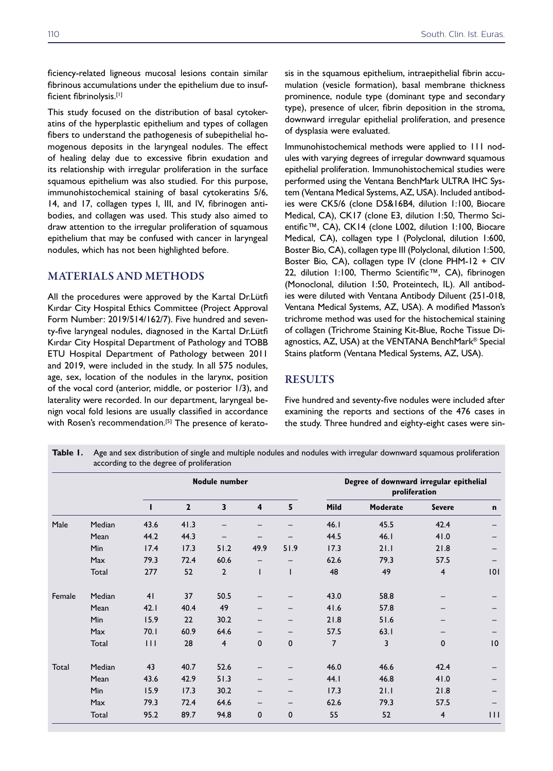ficiency-related ligneous mucosal lesions contain similar fibrinous accumulations under the epithelium due to insufficient fibrinolysis.[1]

This study focused on the distribution of basal cytokeratins of the hyperplastic epithelium and types of collagen fibers to understand the pathogenesis of subepithelial homogenous deposits in the laryngeal nodules. The effect of healing delay due to excessive fibrin exudation and its relationship with irregular proliferation in the surface squamous epithelium was also studied. For this purpose, immunohistochemical staining of basal cytokeratins 5/6, 14, and 17, collagen types I, III, and IV, fibrinogen antibodies, and collagen was used. This study also aimed to draw attention to the irregular proliferation of squamous epithelium that may be confused with cancer in laryngeal nodules, which has not been highlighted before.

## MATERIALS AND METHODS

All the procedures were approved by the Kartal Dr.Lütfi Kırdar City Hospital Ethics Committee (Project Approval Form Number: 2019/514/162/7). Five hundred and seventy-five laryngeal nodules, diagnosed in the Kartal Dr.Lütfi Kırdar City Hospital Department of Pathology and TOBB ETU Hospital Department of Pathology between 2011 and 2019, were included in the study. In all 575 nodules, age, sex, location of the nodules in the larynx, position of the vocal cord (anterior, middle, or posterior 1/3), and laterality were recorded. In our department, laryngeal benign vocal fold lesions are usually classified in accordance with Rosen's recommendation.[5] The presence of keratosis in the squamous epithelium, intraepithelial fibrin accumulation (vesicle formation), basal membrane thickness prominence, nodule type (dominant type and secondary type), presence of ulcer, fibrin deposition in the stroma, downward irregular epithelial proliferation, and presence of dysplasia were evaluated.

Immunohistochemical methods were applied to 111 nodules with varying degrees of irregular downward squamous epithelial proliferation. Immunohistochemical studies were performed using the Ventana BenchMark ULTRA IHC System (Ventana Medical Systems, AZ, USA). Included antibodies were CK5/6 (clone D5&16B4, dilution 1:100, Biocare Medical, CA), CK17 (clone E3, dilution 1:50, Thermo Scientific™, CA), CK14 (clone L002, dilution 1:100, Biocare Medical, CA), collagen type I (Polyclonal, dilution 1:600, Boster Bio, CA), collagen type III (Polyclonal, dilution 1:500, Boster Bio, CA), collagen type IV (clone PHM-12 + CIV 22, dilution 1:100, Thermo Scientific™, CA), fibrinogen (Monoclonal, dilution 1:50, Proteintech, IL). All antibodies were diluted with Ventana Antibody Diluent (251-018, Ventana Medical Systems, AZ, USA). A modified Masson's trichrome method was used for the histochemical staining of collagen (Trichrome Staining Kit-Blue, Roche Tissue Diagnostics, AZ, USA) at the VENTANA BenchMark® Special Stains platform (Ventana Medical Systems, AZ, USA).

## RESULTS

Five hundred and seventy-five nodules were included after examining the reports and sections of the 476 cases in the study. Three hundred and eighty-eight cases were sin-

**Table 1.** Age and sex distribution of single and multiple nodules and nodules with irregular downward squamous proliferation according to the degree of proliferation

| | | Nodule number | | | | | Degree of downward irregular epithelial proliferation | | | |
|---|---|---|---|---|---|---|---|---|---|---|
| | | **1** | **2** | **3** | **4** | **5** | **Mild** | **Moderate** | **Severe** | **n** |
| Male | Median | 43.6 | 41.3 | – | – | – | 46.1 | 45.5 | 42.4 | – |
| | Mean | 44.2 | 44.3 | – | – | – | 44.5 | 46.1 | 41.0 | – |
| | Min | 17.4 | 17.3 | 51.2 | 49.9 | 51.9 | 17.3 | 21.1 | 21.8 | – |
| | Max | 79.3 | 72.4 | 60.6 | – | – | 62.6 | 79.3 | 57.5 | – |
| | Total | 277 | 52 | 2 | 1 | 1 | 48 | 49 | 4 | 101 |
| Female | Median | 41 | 37 | 50.5 | – | – | 43.0 | 58.8 | – | – |
| | Mean | 42.1 | 40.4 | 49 | – | – | 41.6 | 57.8 | – | – |
| | Min | 15.9 | 22 | 30.2 | – | – | 21.8 | 51.6 | – | – |
| | Max | 70.1 | 60.9 | 64.6 | – | – | 57.5 | 63.1 | – | – |
| | Total | 111 | 28 | 4 | 0 | 0 | 7 | 3 | 0 | 10 |
| Total | Median | 43 | 40.7 | 52.6 | – | – | 46.0 | 46.6 | 42.4 | – |
| | Mean | 43.6 | 42.9 | 51.3 | – | – | 44.1 | 46.8 | 41.0 | – |
| | Min | 15.9 | 17.3 | 30.2 | – | – | 17.3 | 21.1 | 21.8 | – |
| | Max | 79.3 | 72.4 | 64.6 | – | – | 62.6 | 79.3 | 57.5 | – |
| | Total | 95.2 | 89.7 | 94.8 | 0 | 0 | 55 | 52 | 4 | 111 |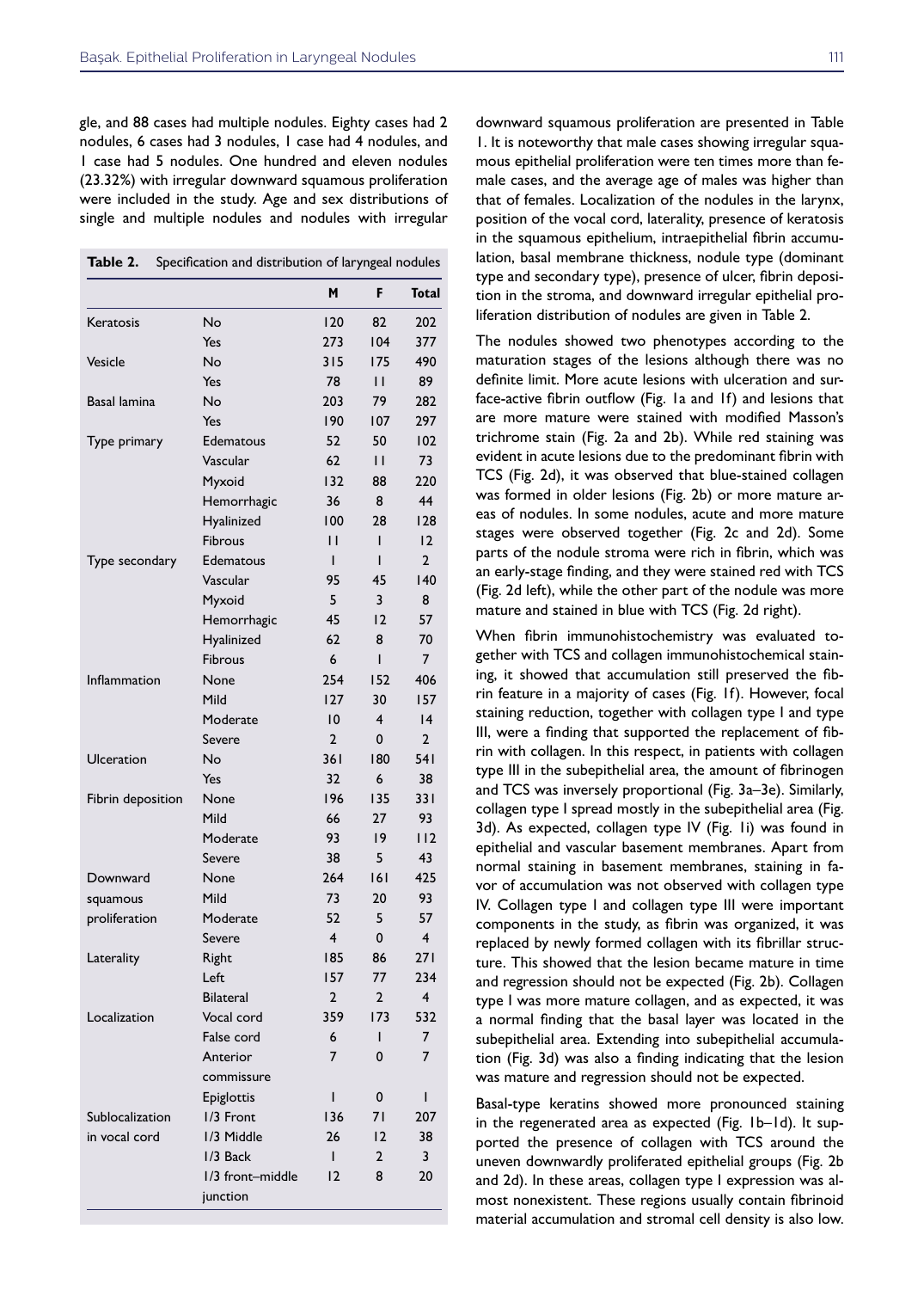gle, and 88 cases had multiple nodules. Eighty cases had 2 nodules, 6 cases had 3 nodules, 1 case had 4 nodules, and 1 case had 5 nodules. One hundred and eleven nodules (23.32%) with irregular downward squamous proliferation were included in the study. Age and sex distributions of single and multiple nodules and nodules with irregular downward squamous proliferation are presented in Table 1. It is noteworthy that male cases showing irregular squamous epithelial proliferation were ten times more than female cases, and the average age of males was higher than that of females. Localization of the nodules in the larynx, position of the vocal cord, laterality, presence of keratosis in the squamous epithelium, intraepithelial fibrin accumulation, basal membrane thickness, nodule type (dominant type and secondary type), presence of ulcer, fibrin deposition in the stroma, and downward irregular epithelial proliferation distribution of nodules are given in Table 2.

**Table 2.** Specification and distribution of laryngeal nodules

| | | M | F | Total |
|---|---|---|---|---|
| Keratosis | No | 120 | 82 | 202 |
| | Yes | 273 | 104 | 377 |
| Vesicle | No | 315 | 175 | 490 |
| | Yes | 78 | 11 | 89 |
| Basal lamina | No | 203 | 79 | 282 |
| | Yes | 190 | 107 | 297 |
| Type primary | Edematous | 52 | 50 | 102 |
| | Vascular | 62 | 11 | 73 |
| | Myxoid | 132 | 88 | 220 |
| | Hemorrhagic | 36 | 8 | 44 |
| | Hyalinized | 100 | 28 | 128 |
| | Fibrous | 11 | 1 | 12 |
| Type secondary | Edematous | 1 | 1 | 2 |
| | Vascular | 95 | 45 | 140 |
| | Myxoid | 5 | 3 | 8 |
| | Hemorrhagic | 45 | 12 | 57 |
| | Hyalinized | 62 | 8 | 70 |
| | Fibrous | 6 | 1 | 7 |
| Inflammation | None | 254 | 152 | 406 |
| | Mild | 127 | 30 | 157 |
| | Moderate | 10 | 4 | 14 |
| | Severe | 2 | 0 | 2 |
| Ulceration | No | 361 | 180 | 541 |
| | Yes | 32 | 6 | 38 |
| Fibrin deposition | None | 196 | 135 | 331 |
| | Mild | 66 | 27 | 93 |
| | Moderate | 93 | 19 | 112 |
| | Severe | 38 | 5 | 43 |
| Downward squamous proliferation | None | 264 | 161 | 425 |
| | Mild | 73 | 20 | 93 |
| | Moderate | 52 | 5 | 57 |
| | Severe | 4 | 0 | 4 |
| Laterality | Right | 185 | 86 | 271 |
| | Left | 157 | 77 | 234 |
| | Bilateral | 2 | 2 | 4 |
| Localization | Vocal cord | 359 | 173 | 532 |
| | False cord | 6 | 1 | 7 |
| | Anterior commissure | 7 | 0 | 7 |
| | Epiglottis | 1 | 0 | 1 |
| Sublocalization in vocal cord | 1/3 Front | 136 | 71 | 207 |
| | 1/3 Middle | 26 | 12 | 38 |
| | 1/3 Back | 1 | 2 | 3 |
| | 1/3 front–middle junction | 12 | 8 | 20 |

The nodules showed two phenotypes according to the maturation stages of the lesions although there was no definite limit. More acute lesions with ulceration and surface-active fibrin outflow (Fig. 1a and 1f) and lesions that are more mature were stained with modified Masson's trichrome stain (Fig. 2a and 2b). While red staining was evident in acute lesions due to the predominant fibrin with TCS (Fig. 2d), it was observed that blue-stained collagen was formed in older lesions (Fig. 2b) or more mature areas of nodules. In some nodules, acute and more mature stages were observed together (Fig. 2c and 2d). Some parts of the nodule stroma were rich in fibrin, which was an early-stage finding, and they were stained red with TCS (Fig. 2d left), while the other part of the nodule was more mature and stained in blue with TCS (Fig. 2d right).

When fibrin immunohistochemistry was evaluated together with TCS and collagen immunohistochemical staining, it showed that accumulation still preserved the fibrin feature in a majority of cases (Fig. 1f). However, focal staining reduction, together with collagen type I and type III, were a finding that supported the replacement of fibrin with collagen. In this respect, in patients with collagen type III in the subepithelial area, the amount of fibrinogen and TCS was inversely proportional (Fig. 3a–3e). Similarly, collagen type I spread mostly in the subepithelial area (Fig. 3d). As expected, collagen type IV (Fig. 1i) was found in epithelial and vascular basement membranes. Apart from normal staining in basement membranes, staining in favor of accumulation was not observed with collagen type IV. Collagen type I and collagen type III were important components in the study, as fibrin was organized, it was replaced by newly formed collagen with its fibrillar structure. This showed that the lesion became mature in time and regression should not be expected (Fig. 2b). Collagen type I was more mature collagen, and as expected, it was a normal finding that the basal layer was located in the subepithelial area. Extending into subepithelial accumulation (Fig. 3d) was also a finding indicating that the lesion was mature and regression should not be expected.

Basal-type keratins showed more pronounced staining in the regenerated area as expected (Fig. 1b–1d). It supported the presence of collagen with TCS around the uneven downwardly proliferated epithelial groups (Fig. 2b and 2d). In these areas, collagen type I expression was almost nonexistent. These regions usually contain fibrinoid material accumulation and stromal cell density is also low.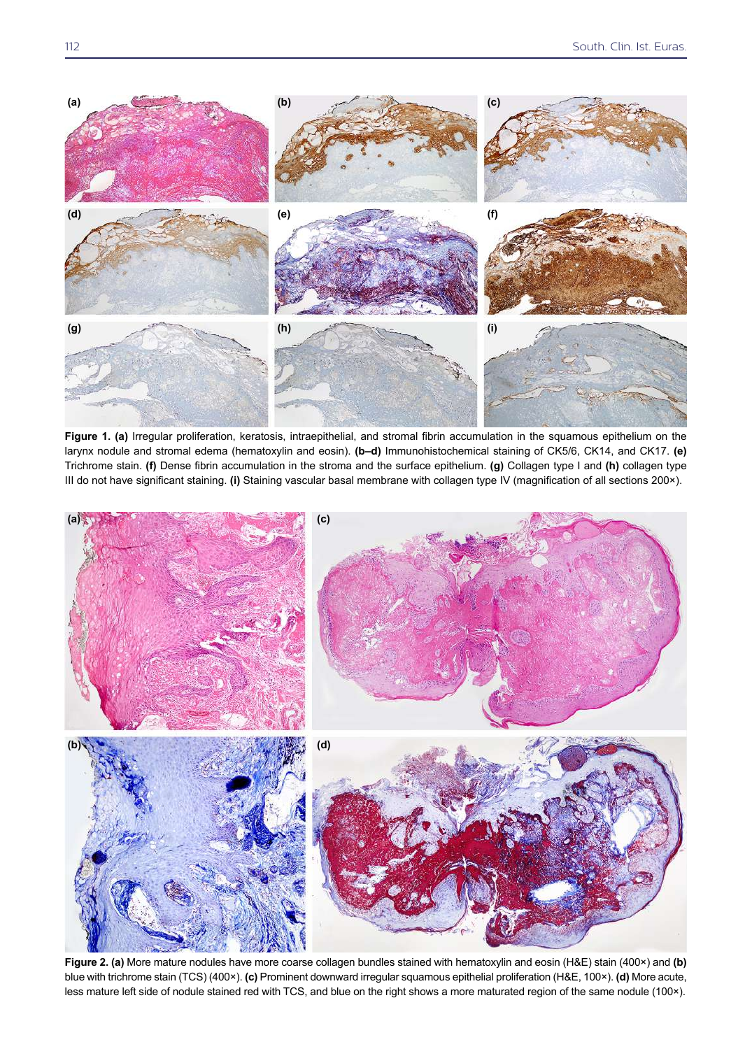**Figure 1. (a)** Irregular proliferation, keratosis, intraepithelial, and stromal fibrin accumulation in the squamous epithelium on the larynx nodule and stromal edema (hematoxylin and eosin). **(b–d)** Immunohistochemical staining of CK5/6, CK14, and CK17. **(e)** Trichrome stain. **(f)** Dense fibrin accumulation in the stroma and the surface epithelium. **(g)** Collagen type I and **(h)** collagen type III do not have significant staining. **(i)** Staining vascular basal membrane with collagen type IV (magnification of all sections 200×).

**Figure 2. (a)** More mature nodules have more coarse collagen bundles stained with hematoxylin and eosin (H&E) stain (400×) and **(b)** blue with trichrome stain (TCS) (400×). **(c)** Prominent downward irregular squamous epithelial proliferation (H&E, 100×). **(d)** More acute, less mature left side of nodule stained red with TCS, and blue on the right shows a more maturated region of the same nodule (100×).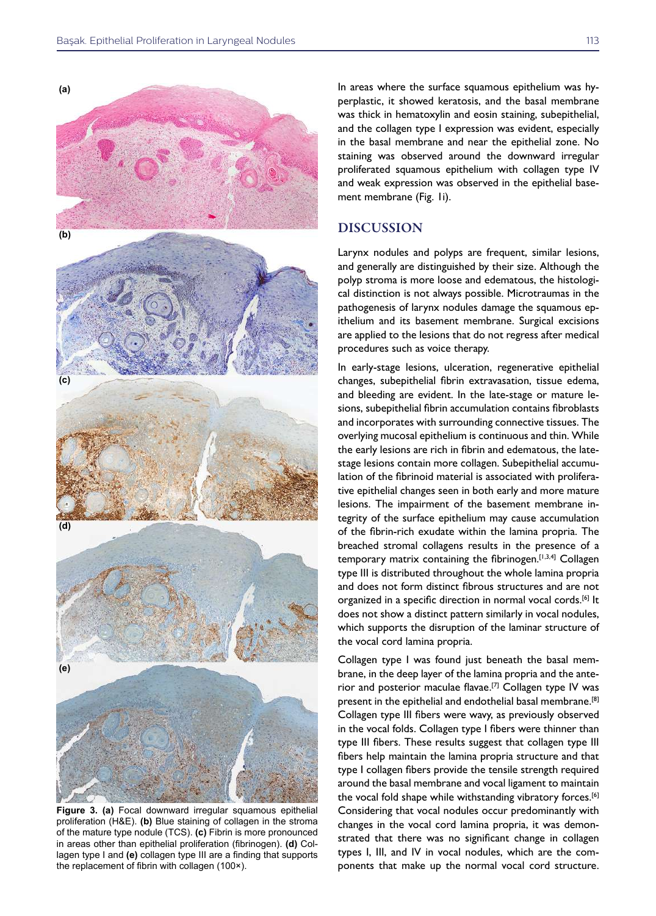Figure 3. (a) Focal downward irregular squamous epithelial proliferation (H&E). (b) Blue staining of collagen in the stroma of the mature type nodule (TCS). (c) Fibrin is more pronounced in areas other than epithelial proliferation (fibrinogen). (d) Collagen type I and (e) collagen type III are a finding that supports the replacement of fibrin with collagen (100×).

In areas where the surface squamous epithelium was hyperplastic, it showed keratosis, and the basal membrane was thick in hematoxylin and eosin staining, subepithelial, and the collagen type I expression was evident, especially in the basal membrane and near the epithelial zone. No staining was observed around the downward irregular proliferated squamous epithelium with collagen type IV and weak expression was observed in the epithelial basement membrane (Fig. 1i).

## DISCUSSION

Larynx nodules and polyps are frequent, similar lesions, and generally are distinguished by their size. Although the polyp stroma is more loose and edematous, the histological distinction is not always possible. Microtraumas in the pathogenesis of larynx nodules damage the squamous epithelium and its basement membrane. Surgical excisions are applied to the lesions that do not regress after medical procedures such as voice therapy.

In early-stage lesions, ulceration, regenerative epithelial changes, subepithelial fibrin extravasation, tissue edema, and bleeding are evident. In the late-stage or mature lesions, subepithelial fibrin accumulation contains fibroblasts and incorporates with surrounding connective tissues. The overlying mucosal epithelium is continuous and thin. While the early lesions are rich in fibrin and edematous, the late-stage lesions contain more collagen. Subepithelial accumulation of the fibrinoid material is associated with proliferative epithelial changes seen in both early and more mature lesions. The impairment of the basement membrane integrity of the surface epithelium may cause accumulation of the fibrin-rich exudate within the lamina propria. The breached stromal collagens results in the presence of a temporary matrix containing the fibrinogen.[1,3,4] Collagen type III is distributed throughout the whole lamina propria and does not form distinct fibrous structures and are not organized in a specific direction in normal vocal cords.[6] It does not show a distinct pattern similarly in vocal nodules, which supports the disruption of the laminar structure of the vocal cord lamina propria.

Collagen type I was found just beneath the basal membrane, in the deep layer of the lamina propria and the anterior and posterior maculae flavae.[7] Collagen type IV was present in the epithelial and endothelial basal membrane.[8] Collagen type III fibers were wavy, as previously observed in the vocal folds. Collagen type I fibers were thinner than type III fibers. These results suggest that collagen type III fibers help maintain the lamina propria structure and that type I collagen fibers provide the tensile strength required around the basal membrane and vocal ligament to maintain the vocal fold shape while withstanding vibratory forces.[6] Considering that vocal nodules occur predominantly with changes in the vocal cord lamina propria, it was demonstrated that there was no significant change in collagen types I, III, and IV in vocal nodules, which are the components that make up the normal vocal cord structure.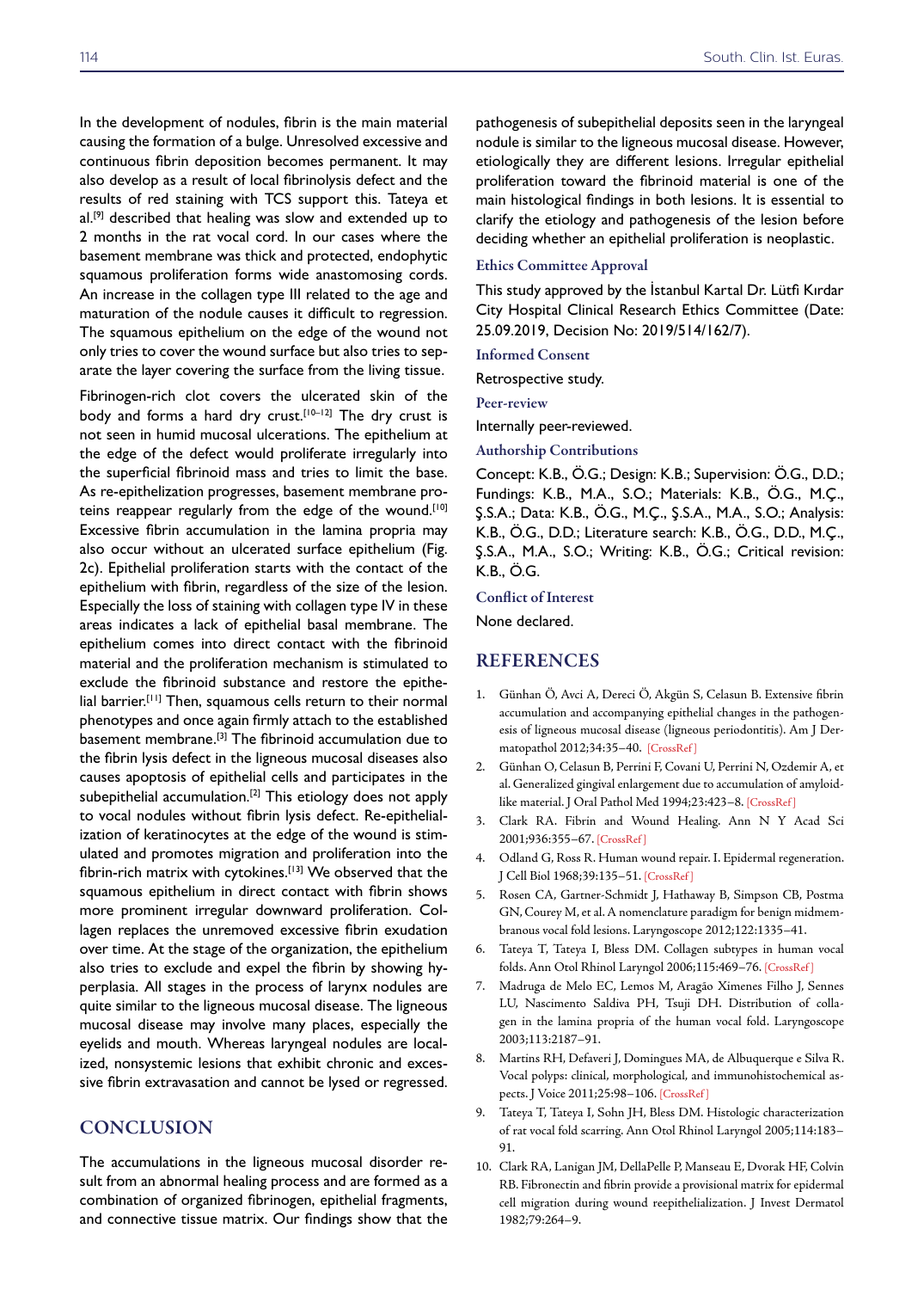In the development of nodules, fibrin is the main material causing the formation of a bulge. Unresolved excessive and continuous fibrin deposition becomes permanent. It may also develop as a result of local fibrinolysis defect and the results of red staining with TCS support this. Tateya et al.[9] described that healing was slow and extended up to 2 months in the rat vocal cord. In our cases where the basement membrane was thick and protected, endophytic squamous proliferation forms wide anastomosing cords. An increase in the collagen type III related to the age and maturation of the nodule causes it difficult to regression. The squamous epithelium on the edge of the wound not only tries to cover the wound surface but also tries to separate the layer covering the surface from the living tissue.

Fibrinogen-rich clot covers the ulcerated skin of the body and forms a hard dry crust.[10–12] The dry crust is not seen in humid mucosal ulcerations. The epithelium at the edge of the defect would proliferate irregularly into the superficial fibrinoid mass and tries to limit the base. As re-epithelization progresses, basement membrane proteins reappear regularly from the edge of the wound.[10] Excessive fibrin accumulation in the lamina propria may also occur without an ulcerated surface epithelium (Fig. 2c). Epithelial proliferation starts with the contact of the epithelium with fibrin, regardless of the size of the lesion. Especially the loss of staining with collagen type IV in these areas indicates a lack of epithelial basal membrane. The epithelium comes into direct contact with the fibrinoid material and the proliferation mechanism is stimulated to exclude the fibrinoid substance and restore the epithelial barrier.[11] Then, squamous cells return to their normal phenotypes and once again firmly attach to the established basement membrane.[3] The fibrinoid accumulation due to the fibrin lysis defect in the ligneous mucosal diseases also causes apoptosis of epithelial cells and participates in the subepithelial accumulation.[2] This etiology does not apply to vocal nodules without fibrin lysis defect. Re-epithelialization of keratinocytes at the edge of the wound is stimulated and promotes migration and proliferation into the fibrin-rich matrix with cytokines.[13] We observed that the squamous epithelium in direct contact with fibrin shows more prominent irregular downward proliferation. Collagen replaces the unremoved excessive fibrin exudation over time. At the stage of the organization, the epithelium also tries to exclude and expel the fibrin by showing hyperplasia. All stages in the process of larynx nodules are quite similar to the ligneous mucosal disease. The ligneous mucosal disease may involve many places, especially the eyelids and mouth. Whereas laryngeal nodules are localized, nonsystemic lesions that exhibit chronic and excessive fibrin extravasation and cannot be lysed or regressed.

## CONCLUSION

The accumulations in the ligneous mucosal disorder result from an abnormal healing process and are formed as a combination of organized fibrinogen, epithelial fragments, and connective tissue matrix. Our findings show that the pathogenesis of subepithelial deposits seen in the laryngeal nodule is similar to the ligneous mucosal disease. However, etiologically they are different lesions. Irregular epithelial proliferation toward the fibrinoid material is one of the main histological findings in both lesions. It is essential to clarify the etiology and pathogenesis of the lesion before deciding whether an epithelial proliferation is neoplastic.

### Ethics Committee Approval

This study approved by the İstanbul Kartal Dr. Lütfi Kırdar City Hospital Clinical Research Ethics Committee (Date: 25.09.2019, Decision No: 2019/514/162/7).

### Informed Consent

Retrospective study.

### Peer-review

Internally peer-reviewed.

### Authorship Contributions

Concept: K.B., Ö.G.; Design: K.B.; Supervision: Ö.G., D.D.; Fundings: K.B., M.A., S.O.; Materials: K.B., Ö.G., M.Ç., Ş.S.A.; Data: K.B., Ö.G., M.Ç., Ş.S.A., M.A., S.O.; Analysis: K.B., Ö.G., D.D.; Literature search: K.B., Ö.G., D.D., M.Ç., Ş.S.A., M.A., S.O.; Writing: K.B., Ö.G.; Critical revision: K.B., Ö.G.

### Conflict of Interest

None declared.

## REFERENCES

1. Günhan Ö, Avci A, Dereci Ö, Akgün S, Celasun B. Extensive fibrin accumulation and accompanying epithelial changes in the pathogenesis of ligneous mucosal disease (ligneous periodontitis). Am J Dermatopathol 2012;34:35–40. [CrossRef]
2. Günhan O, Celasun B, Perrini F, Covani U, Perrini N, Ozdemir A, et al. Generalized gingival enlargement due to accumulation of amyloid-like material. J Oral Pathol Med 1994;23:423–8. [CrossRef]
3. Clark RA. Fibrin and Wound Healing. Ann N Y Acad Sci 2001;936:355–67. [CrossRef]
4. Odland G, Ross R. Human wound repair. I. Epidermal regeneration. J Cell Biol 1968;39:135–51. [CrossRef]
5. Rosen CA, Gartner-Schmidt J, Hathaway B, Simpson CB, Postma GN, Courey M, et al. A nomenclature paradigm for benign midmembranous vocal fold lesions. Laryngoscope 2012;122:1335–41.
6. Tateya T, Tateya I, Bless DM. Collagen subtypes in human vocal folds. Ann Otol Rhinol Laryngol 2006;115:469–76. [CrossRef]
7. Madruga de Melo EC, Lemos M, Aragão Ximenes Filho J, Sennes LU, Nascimento Saldiva PH, Tsuji DH. Distribution of collagen in the lamina propria of the human vocal fold. Laryngoscope 2003;113:2187–91.
8. Martins RH, Defaveri J, Domingues MA, de Albuquerque e Silva R. Vocal polyps: clinical, morphological, and immunohistochemical aspects. J Voice 2011;25:98–106. [CrossRef]
9. Tateya T, Tateya I, Sohn JH, Bless DM. Histologic characterization of rat vocal fold scarring. Ann Otol Rhinol Laryngol 2005;114:183–91.
10. Clark RA, Lanigan JM, DellaPelle P, Manseau E, Dvorak HF, Colvin RB. Fibronectin and fibrin provide a provisional matrix for epidermal cell migration during wound reepithelialization. J Invest Dermatol 1982;79:264–9.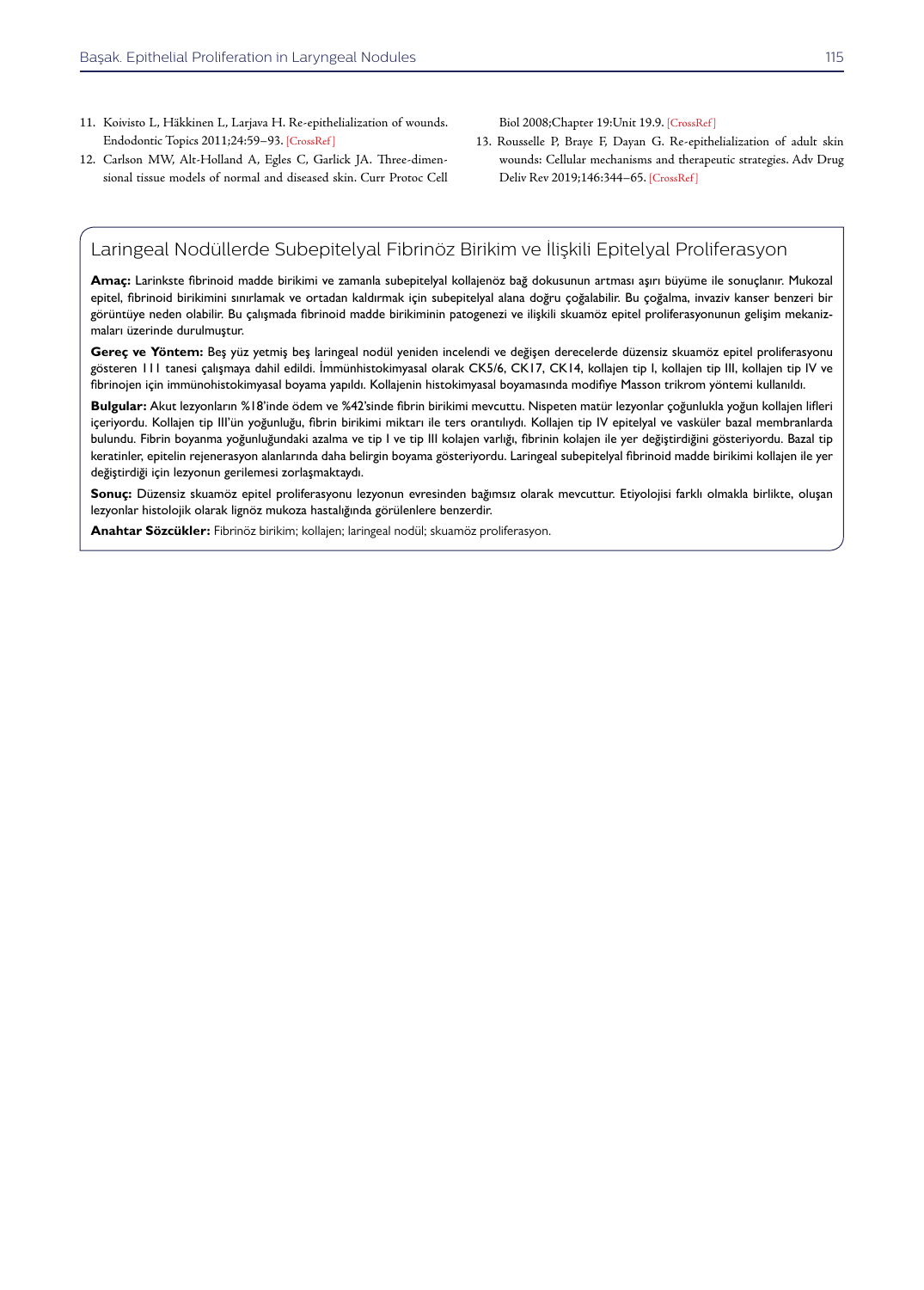11. Koivisto L, Häkkinen L, Larjava H. Re-epithelialization of wounds. Endodontic Topics 2011;24:59–93. [CrossRef]
12. Carlson MW, Alt-Holland A, Egles C, Garlick JA. Three-dimensional tissue models of normal and diseased skin. Curr Protoc Cell Biol 2008;Chapter 19:Unit 19.9. [CrossRef]
13. Rousselle P, Braye F, Dayan G. Re-epithelialization of adult skin wounds: Cellular mechanisms and therapeutic strategies. Adv Drug Deliv Rev 2019;146:344–65. [CrossRef]

## Laringeal Nodüllerde Subepitelyal Fibrinöz Birikim ve İlişkili Epitelyal Proliferasyon

**Amaç:** Larinkste fibrinoid madde birikimi ve zamanla subepitelyal kollajenöz bağ dokusunun artması aşırı büyüme ile sonuçlanır. Mukozal epitel, fibrinoid birikimini sınırlamak ve ortadan kaldırmak için subepitelyal alana doğru çoğalabilir. Bu çoğalma, invaziv kanser benzeri bir görüntüye neden olabilir. Bu çalışmada fibrinoid madde birikiminin patogenezi ve ilişkili skuamöz epitel proliferasyonunun gelişim mekanizmaları üzerinde durulmuştur.

**Gereç ve Yöntem:** Beş yüz yetmiş beş laringeal nodül yeniden incelendi ve değişen derecelerde düzensiz skuamöz epitel proliferasyonu gösteren 111 tanesi çalışmaya dahil edildi. İmmünhistokimyasal olarak CK5/6, CK17, CK14, kollajen tip I, kollajen tip III, kollajen tip IV ve fibrinojen için immünohistokimyasal boyama yapıldı. Kollajenin histokimyasal boyamasında modifiye Masson trikrom yöntemi kullanıldı.

**Bulgular:** Akut lezyonların %18'inde ödem ve %42'sinde fibrin birikimi mevcuttu. Nispeten matür lezyonlar çoğunlukla yoğun kollajen lifleri içeriyordu. Kollajen tip III'ün yoğunluğu, fibrin birikimi miktarı ile ters orantılıydı. Kollajen tip IV epitelyal ve vasküler bazal membranlarda bulundu. Fibrin boyanma yoğunluğundaki azalma ve tip I ve tip III kolajen varlığı, fibrinin kolajen ile yer değiştirdiğini gösteriyordu. Bazal tip keratinler, epitelin rejenerasyon alanlarında daha belirgin boyama gösteriyordu. Laringeal subepitelyal fibrinoid madde birikimi kollajen ile yer değiştirdiği için lezyonun gerilemesi zorlaşmaktaydı.

**Sonuç:** Düzensiz skuamöz epitel proliferasyonu lezyonun evresinden bağımsız olarak mevcuttur. Etiyolojisi farklı olmakla birlikte, oluşan lezyonlar histolojik olarak lignöz mukoza hastalığında görülenlere benzerdir.

**Anahtar Sözcükler:** Fibrinöz birikim; kollajen; laringeal nodül; skuamöz proliferasyon.